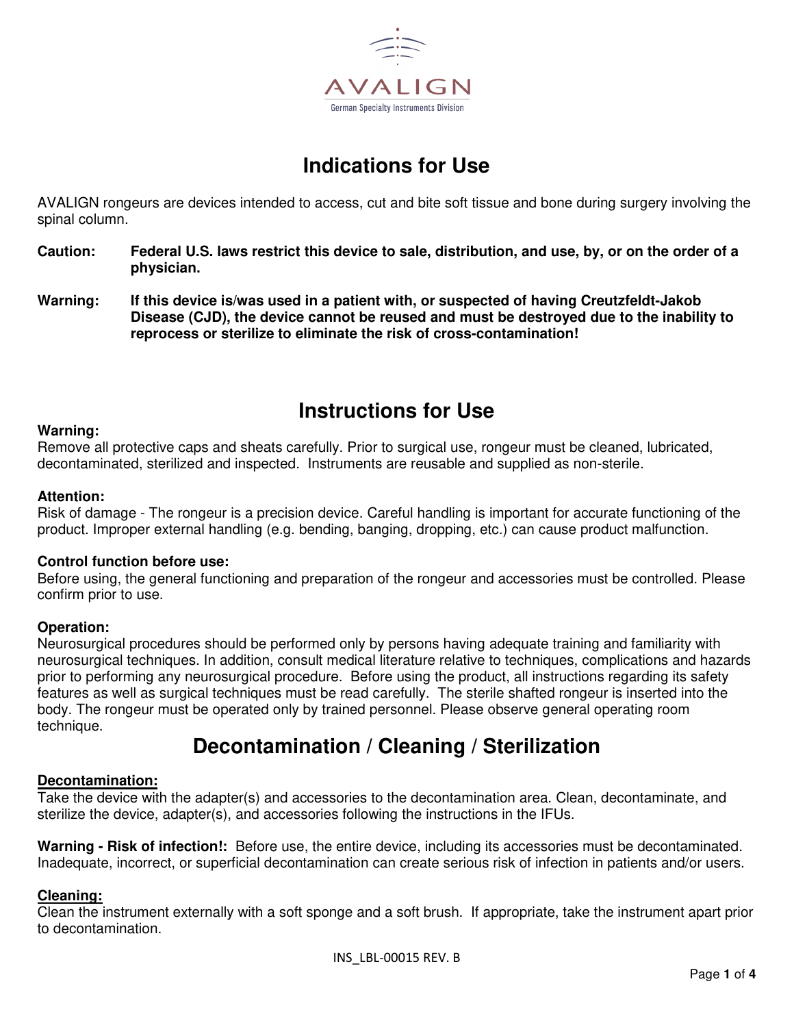AVALIGN

German Specialty Instruments Division

# Indications for Use

AVALIGN rongeurs are devices intended to access, cut and bite soft tissue and bone during surgery involving the spinal column.

**Caution:** **Federal U.S. laws restrict this device to sale, distribution, and use, by, or on the order of a physician.**

**Warning:** **If this device is/was used in a patient with, or suspected of having Creutzfeldt-Jakob Disease (CJD), the device cannot be reused and must be destroyed due to the inability to reprocess or sterilize to eliminate the risk of cross-contamination!**

# Instructions for Use

**Warning:**
Remove all protective caps and sheats carefully. Prior to surgical use, rongeur must be cleaned, lubricated, decontaminated, sterilized and inspected. Instruments are reusable and supplied as non-sterile.

**Attention:**
Risk of damage - The rongeur is a precision device. Careful handling is important for accurate functioning of the product. Improper external handling (e.g. bending, banging, dropping, etc.) can cause product malfunction.

**Control function before use:**
Before using, the general functioning and preparation of the rongeur and accessories must be controlled. Please confirm prior to use.

**Operation:**
Neurosurgical procedures should be performed only by persons having adequate training and familiarity with neurosurgical techniques. In addition, consult medical literature relative to techniques, complications and hazards prior to performing any neurosurgical procedure. Before using the product, all instructions regarding its safety features as well as surgical techniques must be read carefully. The sterile shafted rongeur is inserted into the body. The rongeur must be operated only by trained personnel. Please observe general operating room technique.

# Decontamination / Cleaning / Sterilization

**Decontamination:**
Take the device with the adapter(s) and accessories to the decontamination area. Clean, decontaminate, and sterilize the device, adapter(s), and accessories following the instructions in the IFUs.

**Warning - Risk of infection!:** Before use, the entire device, including its accessories must be decontaminated. Inadequate, incorrect, or superficial decontamination can create serious risk of infection in patients and/or users.

**Cleaning:**
Clean the instrument externally with a soft sponge and a soft brush. If appropriate, take the instrument apart prior to decontamination.

INS_LBL-00015 REV. B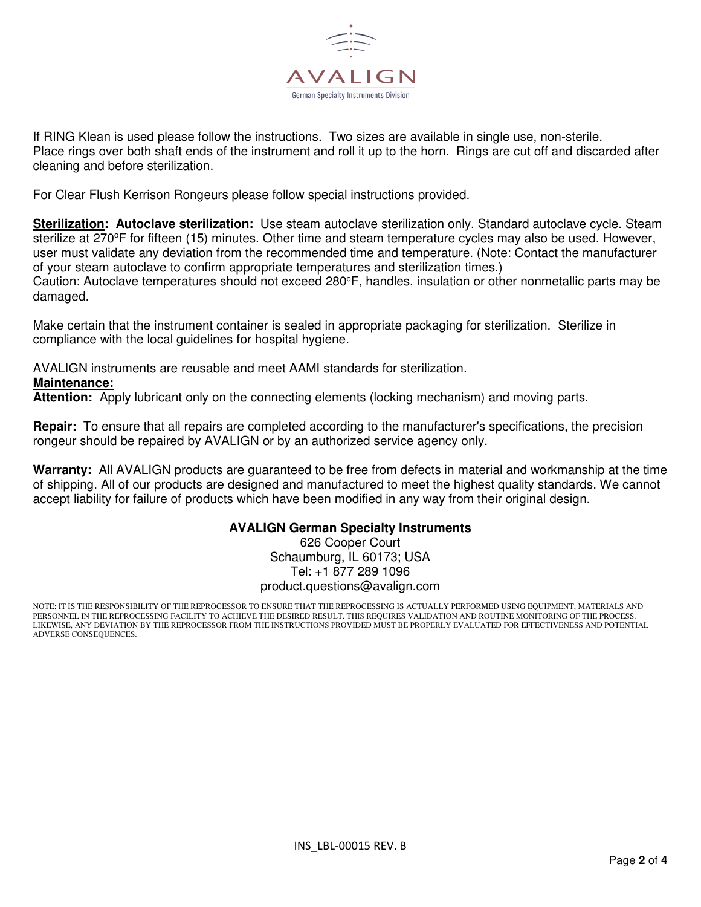AVALIGN

German Specialty Instruments Division

If RING Klean is used please follow the instructions. Two sizes are available in single use, non-sterile. Place rings over both shaft ends of the instrument and roll it up to the horn. Rings are cut off and discarded after cleaning and before sterilization.

For Clear Flush Kerrison Rongeurs please follow special instructions provided.

**Sterilization: Autoclave sterilization:** Use steam autoclave sterilization only. Standard autoclave cycle. Steam sterilize at 270ºF for fifteen (15) minutes. Other time and steam temperature cycles may also be used. However, user must validate any deviation from the recommended time and temperature. (Note: Contact the manufacturer of your steam autoclave to confirm appropriate temperatures and sterilization times.)
Caution: Autoclave temperatures should not exceed 280ºF, handles, insulation or other nonmetallic parts may be damaged.

Make certain that the instrument container is sealed in appropriate packaging for sterilization. Sterilize in compliance with the local guidelines for hospital hygiene.

AVALIGN instruments are reusable and meet AAMI standards for sterilization.

**Maintenance:**

**Attention:** Apply lubricant only on the connecting elements (locking mechanism) and moving parts.

**Repair:** To ensure that all repairs are completed according to the manufacturer's specifications, the precision rongeur should be repaired by AVALIGN or by an authorized service agency only.

**Warranty:** All AVALIGN products are guaranteed to be free from defects in material and workmanship at the time of shipping. All of our products are designed and manufactured to meet the highest quality standards. We cannot accept liability for failure of products which have been modified in any way from their original design.

**AVALIGN German Specialty Instruments**
626 Cooper Court
Schaumburg, IL 60173; USA
Tel: +1 877 289 1096
product.questions@avalign.com

NOTE: IT IS THE RESPONSIBILITY OF THE REPROCESSOR TO ENSURE THAT THE REPROCESSING IS ACTUALLY PERFORMED USING EQUIPMENT, MATERIALS AND PERSONNEL IN THE REPROCESSING FACILITY TO ACHIEVE THE DESIRED RESULT. THIS REQUIRES VALIDATION AND ROUTINE MONITORING OF THE PROCESS. LIKEWISE, ANY DEVIATION BY THE REPROCESSOR FROM THE INSTRUCTIONS PROVIDED MUST BE PROPERLY EVALUATED FOR EFFECTIVENESS AND POTENTIAL ADVERSE CONSEQUENCES.

INS_LBL-00015 REV. B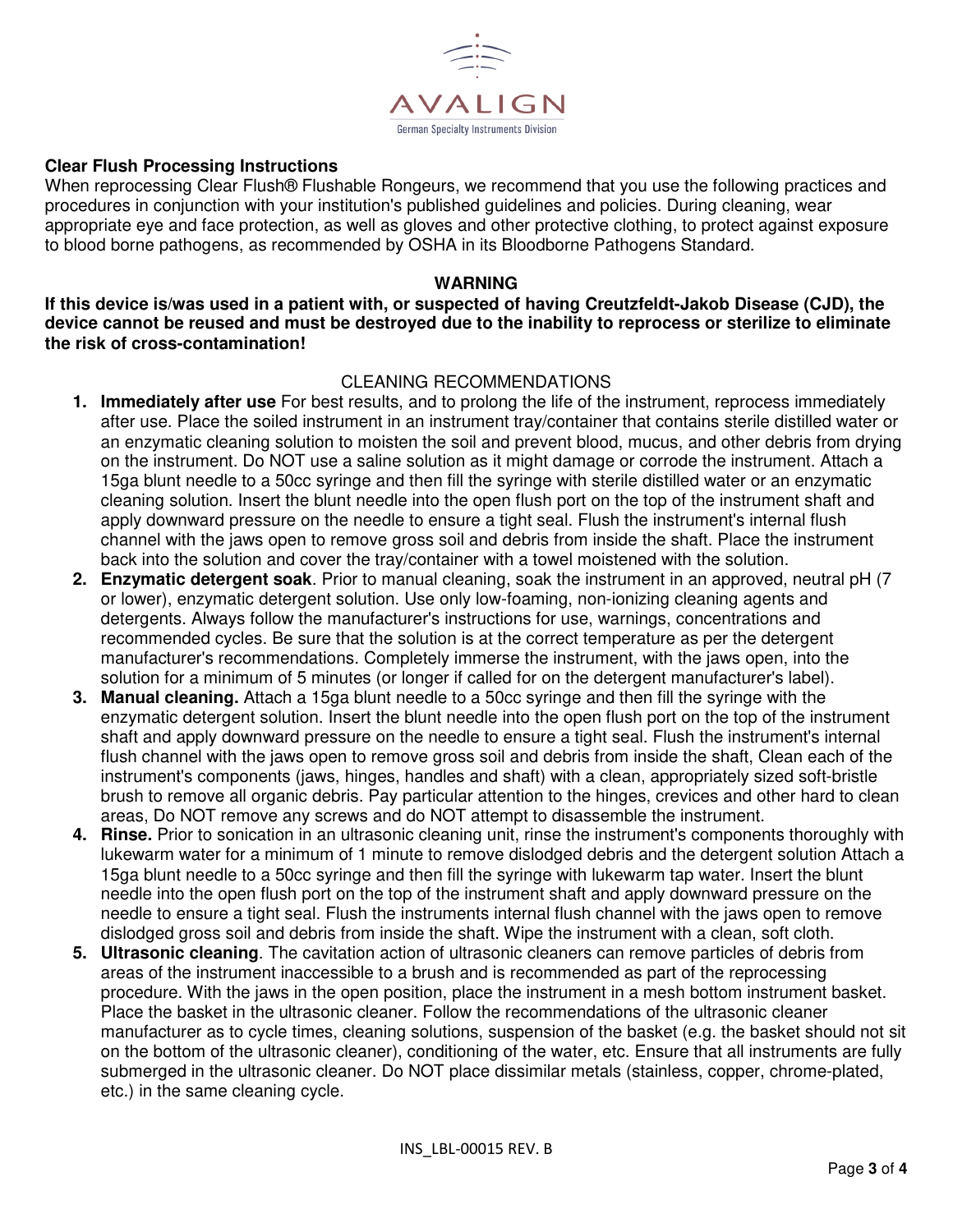**Clear Flush Processing Instructions**

When reprocessing Clear Flush® Flushable Rongeurs, we recommend that you use the following practices and procedures in conjunction with your institution's published guidelines and policies. During cleaning, wear appropriate eye and face protection, as well as gloves and other protective clothing, to protect against exposure to blood borne pathogens, as recommended by OSHA in its Bloodborne Pathogens Standard.

**WARNING**

**If this device is/was used in a patient with, or suspected of having Creutzfeldt-Jakob Disease (CJD), the device cannot be reused and must be destroyed due to the inability to reprocess or sterilize to eliminate the risk of cross-contamination!**

CLEANING RECOMMENDATIONS

1. **Immediately after use** For best results, and to prolong the life of the instrument, reprocess immediately after use. Place the soiled instrument in an instrument tray/container that contains sterile distilled water or an enzymatic cleaning solution to moisten the soil and prevent blood, mucus, and other debris from drying on the instrument. Do NOT use a saline solution as it might damage or corrode the instrument. Attach a 15ga blunt needle to a 50cc syringe and then fill the syringe with sterile distilled water or an enzymatic cleaning solution. Insert the blunt needle into the open flush port on the top of the instrument shaft and apply downward pressure on the needle to ensure a tight seal. Flush the instrument's internal flush channel with the jaws open to remove gross soil and debris from inside the shaft. Place the instrument back into the solution and cover the tray/container with a towel moistened with the solution.
2. **Enzymatic detergent soak**. Prior to manual cleaning, soak the instrument in an approved, neutral pH (7 or lower), enzymatic detergent solution. Use only low-foaming, non-ionizing cleaning agents and detergents. Always follow the manufacturer's instructions for use, warnings, concentrations and recommended cycles. Be sure that the solution is at the correct temperature as per the detergent manufacturer's recommendations. Completely immerse the instrument, with the jaws open, into the solution for a minimum of 5 minutes (or longer if called for on the detergent manufacturer's label).
3. **Manual cleaning.** Attach a 15ga blunt needle to a 50cc syringe and then fill the syringe with the enzymatic detergent solution. Insert the blunt needle into the open flush port on the top of the instrument shaft and apply downward pressure on the needle to ensure a tight seal. Flush the instrument's internal flush channel with the jaws open to remove gross soil and debris from inside the shaft, Clean each of the instrument's components (jaws, hinges, handles and shaft) with a clean, appropriately sized soft-bristle brush to remove all organic debris. Pay particular attention to the hinges, crevices and other hard to clean areas, Do NOT remove any screws and do NOT attempt to disassemble the instrument.
4. **Rinse.** Prior to sonication in an ultrasonic cleaning unit, rinse the instrument's components thoroughly with lukewarm water for a minimum of 1 minute to remove dislodged debris and the detergent solution Attach a 15ga blunt needle to a 50cc syringe and then fill the syringe with lukewarm tap water. Insert the blunt needle into the open flush port on the top of the instrument shaft and apply downward pressure on the needle to ensure a tight seal. Flush the instruments internal flush channel with the jaws open to remove dislodged gross soil and debris from inside the shaft. Wipe the instrument with a clean, soft cloth.
5. **Ultrasonic cleaning**. The cavitation action of ultrasonic cleaners can remove particles of debris from areas of the instrument inaccessible to a brush and is recommended as part of the reprocessing procedure. With the jaws in the open position, place the instrument in a mesh bottom instrument basket. Place the basket in the ultrasonic cleaner. Follow the recommendations of the ultrasonic cleaner manufacturer as to cycle times, cleaning solutions, suspension of the basket (e.g. the basket should not sit on the bottom of the ultrasonic cleaner), conditioning of the water, etc. Ensure that all instruments are fully submerged in the ultrasonic cleaner. Do NOT place dissimilar metals (stainless, copper, chrome-plated, etc.) in the same cleaning cycle.

INS_LBL-00015 REV. B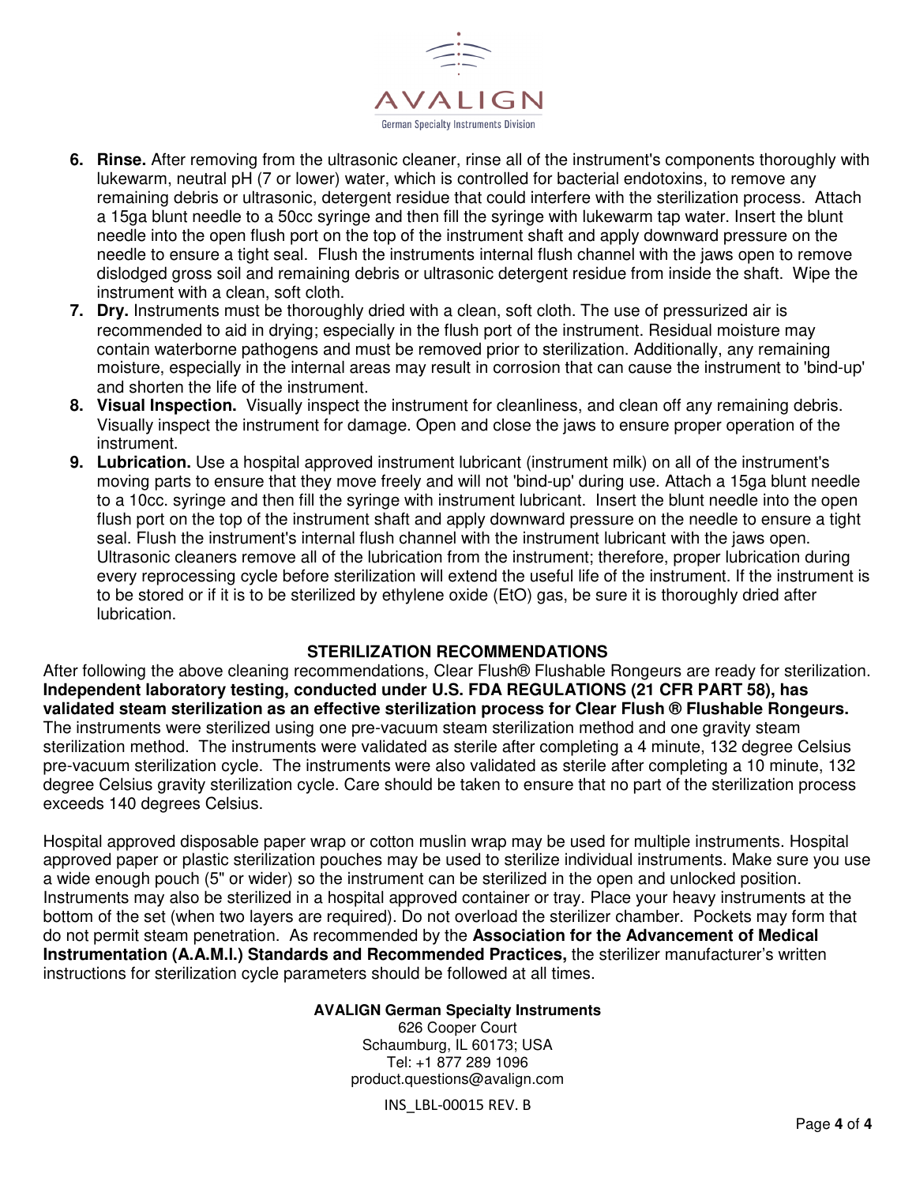6. **Rinse.** After removing from the ultrasonic cleaner, rinse all of the instrument's components thoroughly with lukewarm, neutral pH (7 or lower) water, which is controlled for bacterial endotoxins, to remove any remaining debris or ultrasonic, detergent residue that could interfere with the sterilization process. Attach a 15ga blunt needle to a 50cc syringe and then fill the syringe with lukewarm tap water. Insert the blunt needle into the open flush port on the top of the instrument shaft and apply downward pressure on the needle to ensure a tight seal. Flush the instruments internal flush channel with the jaws open to remove dislodged gross soil and remaining debris or ultrasonic detergent residue from inside the shaft. Wipe the instrument with a clean, soft cloth.
7. **Dry.** Instruments must be thoroughly dried with a clean, soft cloth. The use of pressurized air is recommended to aid in drying; especially in the flush port of the instrument. Residual moisture may contain waterborne pathogens and must be removed prior to sterilization. Additionally, any remaining moisture, especially in the internal areas may result in corrosion that can cause the instrument to 'bind-up' and shorten the life of the instrument.
8. **Visual Inspection.** Visually inspect the instrument for cleanliness, and clean off any remaining debris. Visually inspect the instrument for damage. Open and close the jaws to ensure proper operation of the instrument.
9. **Lubrication.** Use a hospital approved instrument lubricant (instrument milk) on all of the instrument's moving parts to ensure that they move freely and will not 'bind-up' during use. Attach a 15ga blunt needle to a 10cc. syringe and then fill the syringe with instrument lubricant. Insert the blunt needle into the open flush port on the top of the instrument shaft and apply downward pressure on the needle to ensure a tight seal. Flush the instrument's internal flush channel with the instrument lubricant with the jaws open. Ultrasonic cleaners remove all of the lubrication from the instrument; therefore, proper lubrication during every reprocessing cycle before sterilization will extend the useful life of the instrument. If the instrument is to be stored or if it is to be sterilized by ethylene oxide (EtO) gas, be sure it is thoroughly dried after lubrication.

## STERILIZATION RECOMMENDATIONS

After following the above cleaning recommendations, Clear Flush® Flushable Rongeurs are ready for sterilization. **Independent laboratory testing, conducted under U.S. FDA REGULATIONS (21 CFR PART 58), has validated steam sterilization as an effective sterilization process for Clear Flush ® Flushable Rongeurs.** The instruments were sterilized using one pre-vacuum steam sterilization method and one gravity steam sterilization method. The instruments were validated as sterile after completing a 4 minute, 132 degree Celsius pre-vacuum sterilization cycle. The instruments were also validated as sterile after completing a 10 minute, 132 degree Celsius gravity sterilization cycle. Care should be taken to ensure that no part of the sterilization process exceeds 140 degrees Celsius.

Hospital approved disposable paper wrap or cotton muslin wrap may be used for multiple instruments. Hospital approved paper or plastic sterilization pouches may be used to sterilize individual instruments. Make sure you use a wide enough pouch (5" or wider) so the instrument can be sterilized in the open and unlocked position. Instruments may also be sterilized in a hospital approved container or tray. Place your heavy instruments at the bottom of the set (when two layers are required). Do not overload the sterilizer chamber. Pockets may form that do not permit steam penetration. As recommended by the **Association for the Advancement of Medical Instrumentation (A.A.M.I.) Standards and Recommended Practices,** the sterilizer manufacturer's written instructions for sterilization cycle parameters should be followed at all times.

**AVALIGN German Specialty Instruments**
626 Cooper Court
Schaumburg, IL 60173; USA
Tel: +1 877 289 1096
product.questions@avalign.com

INS_LBL-00015 REV. B